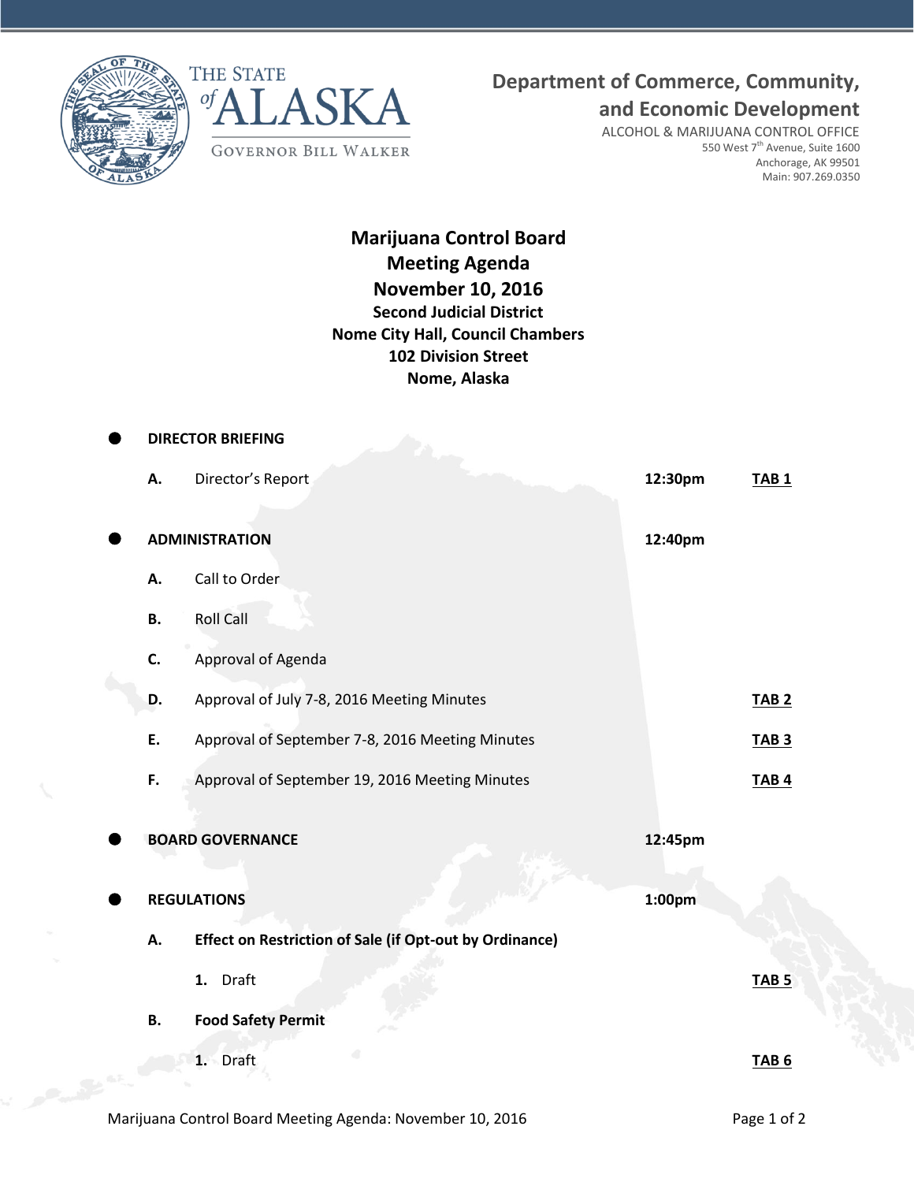THE STATE of ALASKA

GOVERNOR BILL WALKER

**Department of Commerce, Community, and Economic Development**

ALCOHOL & MARIJUANA CONTROL OFFICE
550 West 7th Avenue, Suite 1600
Anchorage, AK 99501
Main: 907.269.0350

# Marijuana Control Board
# Meeting Agenda
# November 10, 2016

**Second Judicial District**
**Nome City Hall, Council Chambers**
**102 Division Street**
**Nome, Alaska**

- **DIRECTOR BRIEFING**
  - **A.** Director's Report — **12:30pm** — **TAB 1**

- **ADMINISTRATION** — **12:40pm**
  - **A.** Call to Order
  - **B.** Roll Call
  - **C.** Approval of Agenda
  - **D.** Approval of July 7-8, 2016 Meeting Minutes — **TAB 2**
  - **E.** Approval of September 7-8, 2016 Meeting Minutes — **TAB 3**
  - **F.** Approval of September 19, 2016 Meeting Minutes — **TAB 4**

- **BOARD GOVERNANCE** — **12:45pm**

- **REGULATIONS** — **1:00pm**
  - **A.** **Effect on Restriction of Sale (if Opt-out by Ordinance)**
    - **1.** Draft — **TAB 5**
  - **B.** **Food Safety Permit**
    - **1.** Draft — **TAB 6**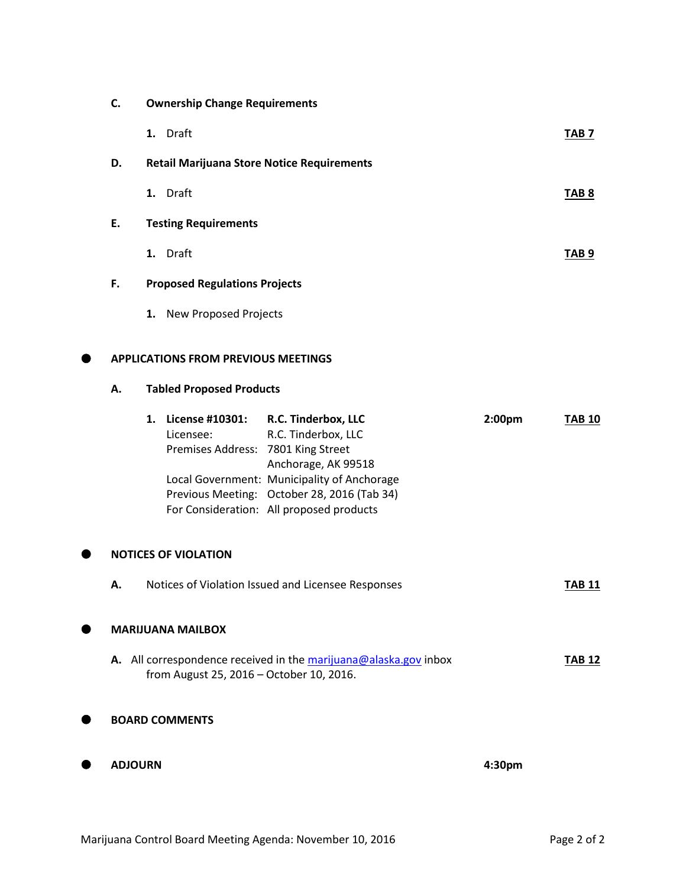**C. Ownership Change Requirements**

1. Draft — **TAB 7**

**D. Retail Marijuana Store Notice Requirements**

1. Draft — **TAB 8**

**E. Testing Requirements**

1. Draft — **TAB 9**

**F. Proposed Regulations Projects**

1. New Proposed Projects

## ● APPLICATIONS FROM PREVIOUS MEETINGS

**A. Tabled Proposed Products**

1. **License #10301: R.C. Tinderbox, LLC** — **2:00pm** — **TAB 10**
   - Licensee: R.C. Tinderbox, LLC
   - Premises Address: 7801 King Street, Anchorage, AK 99518
   - Local Government: Municipality of Anchorage
   - Previous Meeting: October 28, 2016 (Tab 34)
   - For Consideration: All proposed products

## ● NOTICES OF VIOLATION

**A.** Notices of Violation Issued and Licensee Responses — **TAB 11**

## ● MARIJUANA MAILBOX

**A.** All correspondence received in the marijuana@alaska.gov inbox from August 25, 2016 – October 10, 2016. — **TAB 12**

## ● BOARD COMMENTS

## ● ADJOURN — **4:30pm**